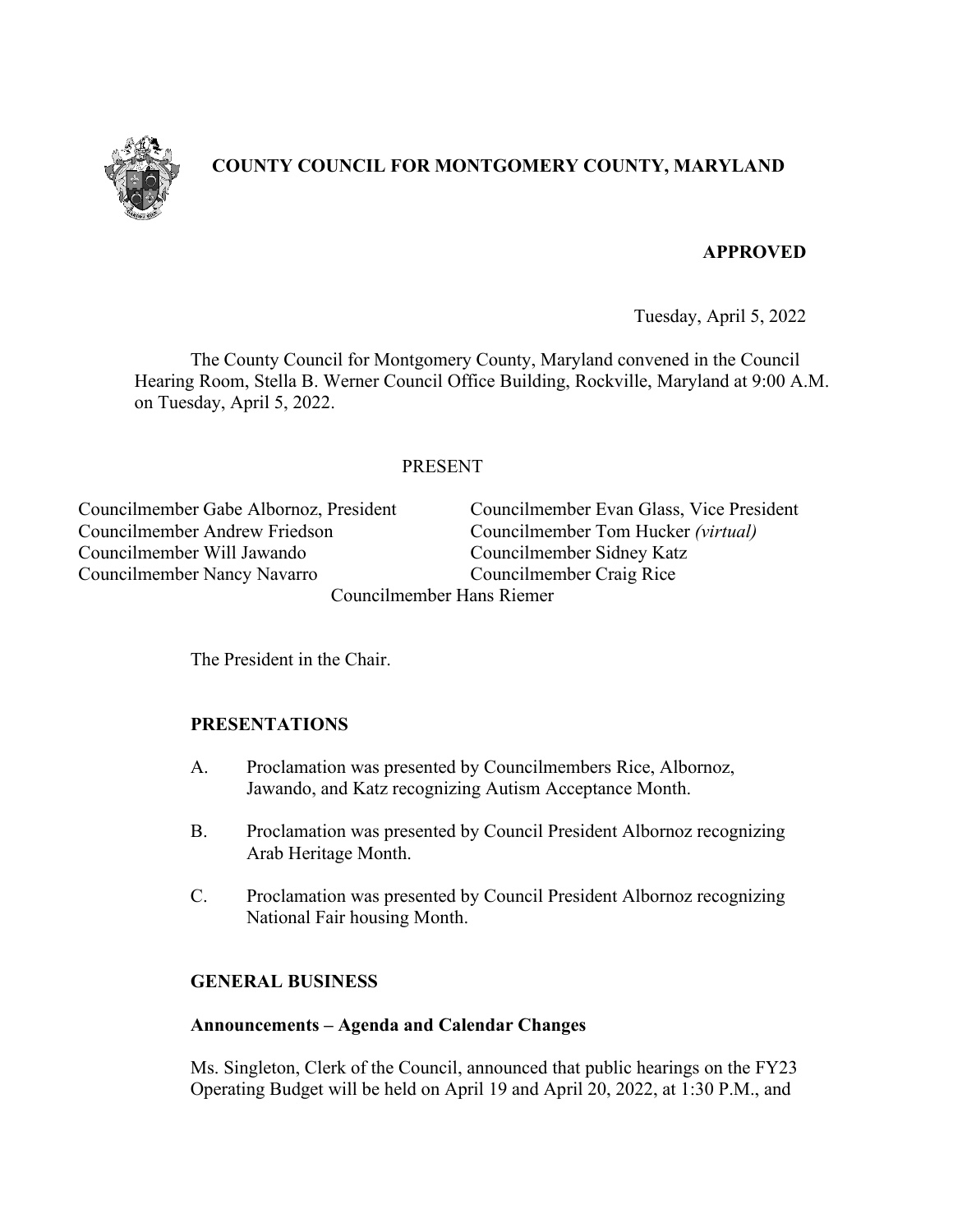# COUNTY COUNCIL FOR MONTGOMERY COUNTY, MARYLAND

**APPROVED**

Tuesday, April 5, 2022

The County Council for Montgomery County, Maryland convened in the Council Hearing Room, Stella B. Werner Council Office Building, Rockville, Maryland at 9:00 A.M. on Tuesday, April 5, 2022.

PRESENT

Councilmember Gabe Albornoz, President
Councilmember Evan Glass, Vice President
Councilmember Andrew Friedson
Councilmember Tom Hucker *(virtual)*
Councilmember Will Jawando
Councilmember Sidney Katz
Councilmember Nancy Navarro
Councilmember Craig Rice
Councilmember Hans Riemer

The President in the Chair.

## PRESENTATIONS

A. Proclamation was presented by Councilmembers Rice, Albornoz, Jawando, and Katz recognizing Autism Acceptance Month.

B. Proclamation was presented by Council President Albornoz recognizing Arab Heritage Month.

C. Proclamation was presented by Council President Albornoz recognizing National Fair housing Month.

## GENERAL BUSINESS

### Announcements – Agenda and Calendar Changes

Ms. Singleton, Clerk of the Council, announced that public hearings on the FY23 Operating Budget will be held on April 19 and April 20, 2022, at 1:30 P.M., and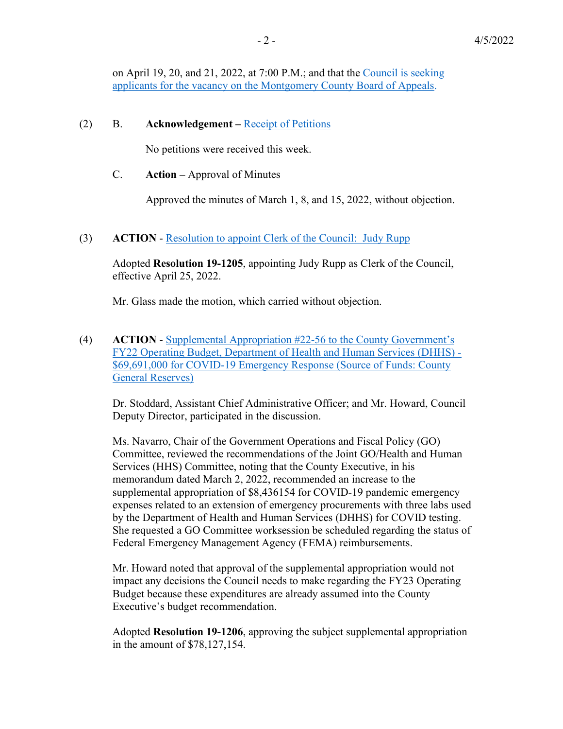on April 19, 20, and 21, 2022, at 7:00 P.M.; and that the Council is seeking applicants for the vacancy on the Montgomery County Board of Appeals.

(2) B. **Acknowledgement –** Receipt of Petitions

No petitions were received this week.

C. **Action –** Approval of Minutes

Approved the minutes of March 1, 8, and 15, 2022, without objection.

(3) **ACTION** - Resolution to appoint Clerk of the Council: Judy Rupp

Adopted **Resolution 19-1205**, appointing Judy Rupp as Clerk of the Council, effective April 25, 2022.

Mr. Glass made the motion, which carried without objection.

(4) **ACTION** - Supplemental Appropriation #22-56 to the County Government's FY22 Operating Budget, Department of Health and Human Services (DHHS) - $69,691,000 for COVID-19 Emergency Response (Source of Funds: County General Reserves)

Dr. Stoddard, Assistant Chief Administrative Officer; and Mr. Howard, Council Deputy Director, participated in the discussion.

Ms. Navarro, Chair of the Government Operations and Fiscal Policy (GO) Committee, reviewed the recommendations of the Joint GO/Health and Human Services (HHS) Committee, noting that the County Executive, in his memorandum dated March 2, 2022, recommended an increase to the supplemental appropriation of $8,436154 for COVID-19 pandemic emergency expenses related to an extension of emergency procurements with three labs used by the Department of Health and Human Services (DHHS) for COVID testing. She requested a GO Committee worksession be scheduled regarding the status of Federal Emergency Management Agency (FEMA) reimbursements.

Mr. Howard noted that approval of the supplemental appropriation would not impact any decisions the Council needs to make regarding the FY23 Operating Budget because these expenditures are already assumed into the County Executive's budget recommendation.

Adopted **Resolution 19-1206**, approving the subject supplemental appropriation in the amount of $78,127,154.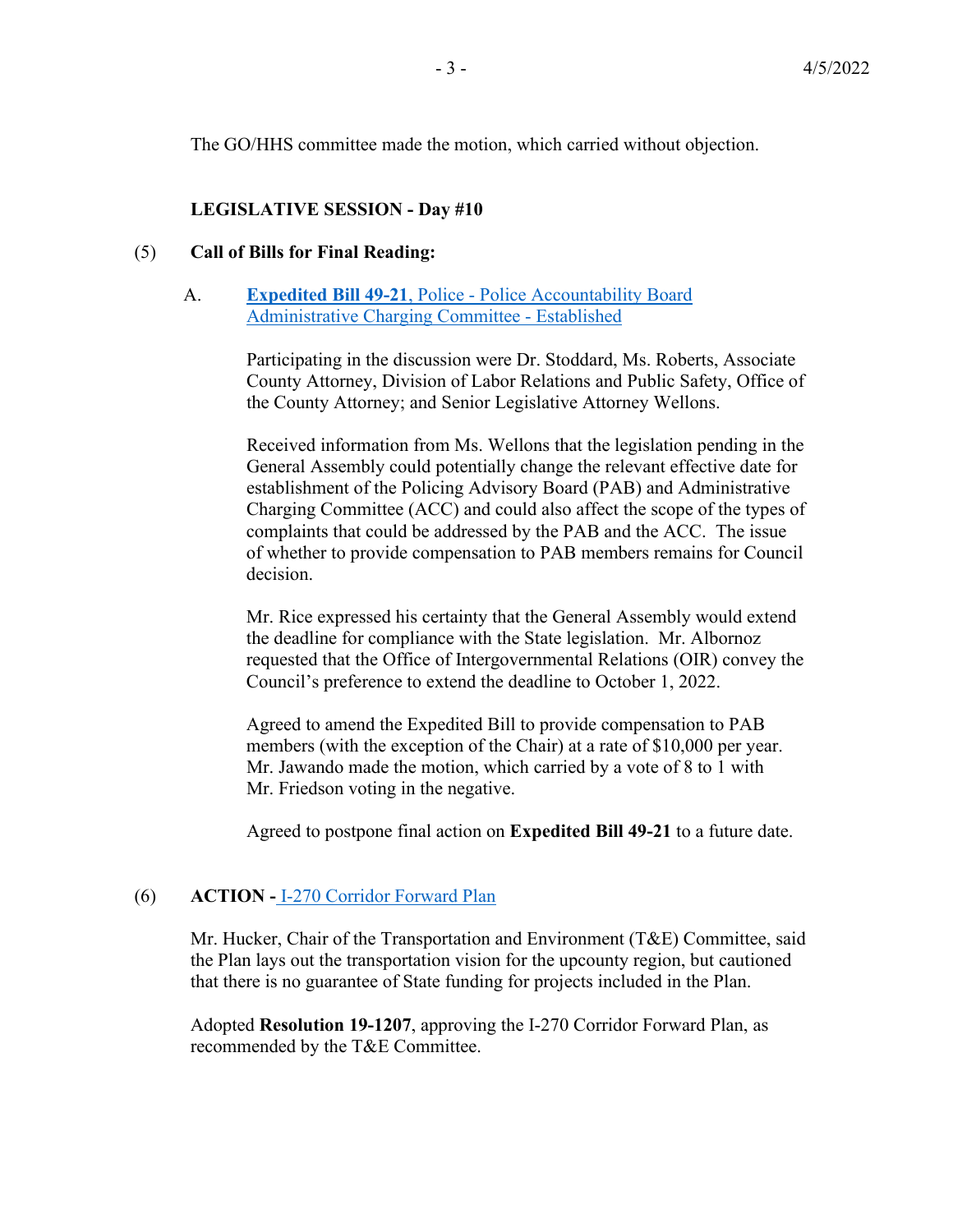The GO/HHS committee made the motion, which carried without objection.

**LEGISLATIVE SESSION - Day #10**

(5) **Call of Bills for Final Reading:**

A. **Expedited Bill 49-21**, Police - Police Accountability Board Administrative Charging Committee - Established

Participating in the discussion were Dr. Stoddard, Ms. Roberts, Associate County Attorney, Division of Labor Relations and Public Safety, Office of the County Attorney; and Senior Legislative Attorney Wellons.

Received information from Ms. Wellons that the legislation pending in the General Assembly could potentially change the relevant effective date for establishment of the Policing Advisory Board (PAB) and Administrative Charging Committee (ACC) and could also affect the scope of the types of complaints that could be addressed by the PAB and the ACC. The issue of whether to provide compensation to PAB members remains for Council decision.

Mr. Rice expressed his certainty that the General Assembly would extend the deadline for compliance with the State legislation. Mr. Albornoz requested that the Office of Intergovernmental Relations (OIR) convey the Council's preference to extend the deadline to October 1, 2022.

Agreed to amend the Expedited Bill to provide compensation to PAB members (with the exception of the Chair) at a rate of $10,000 per year. Mr. Jawando made the motion, which carried by a vote of 8 to 1 with Mr. Friedson voting in the negative.

Agreed to postpone final action on **Expedited Bill 49-21** to a future date.

(6) **ACTION -** I-270 Corridor Forward Plan

Mr. Hucker, Chair of the Transportation and Environment (T&E) Committee, said the Plan lays out the transportation vision for the upcounty region, but cautioned that there is no guarantee of State funding for projects included in the Plan.

Adopted **Resolution 19-1207**, approving the I-270 Corridor Forward Plan, as recommended by the T&E Committee.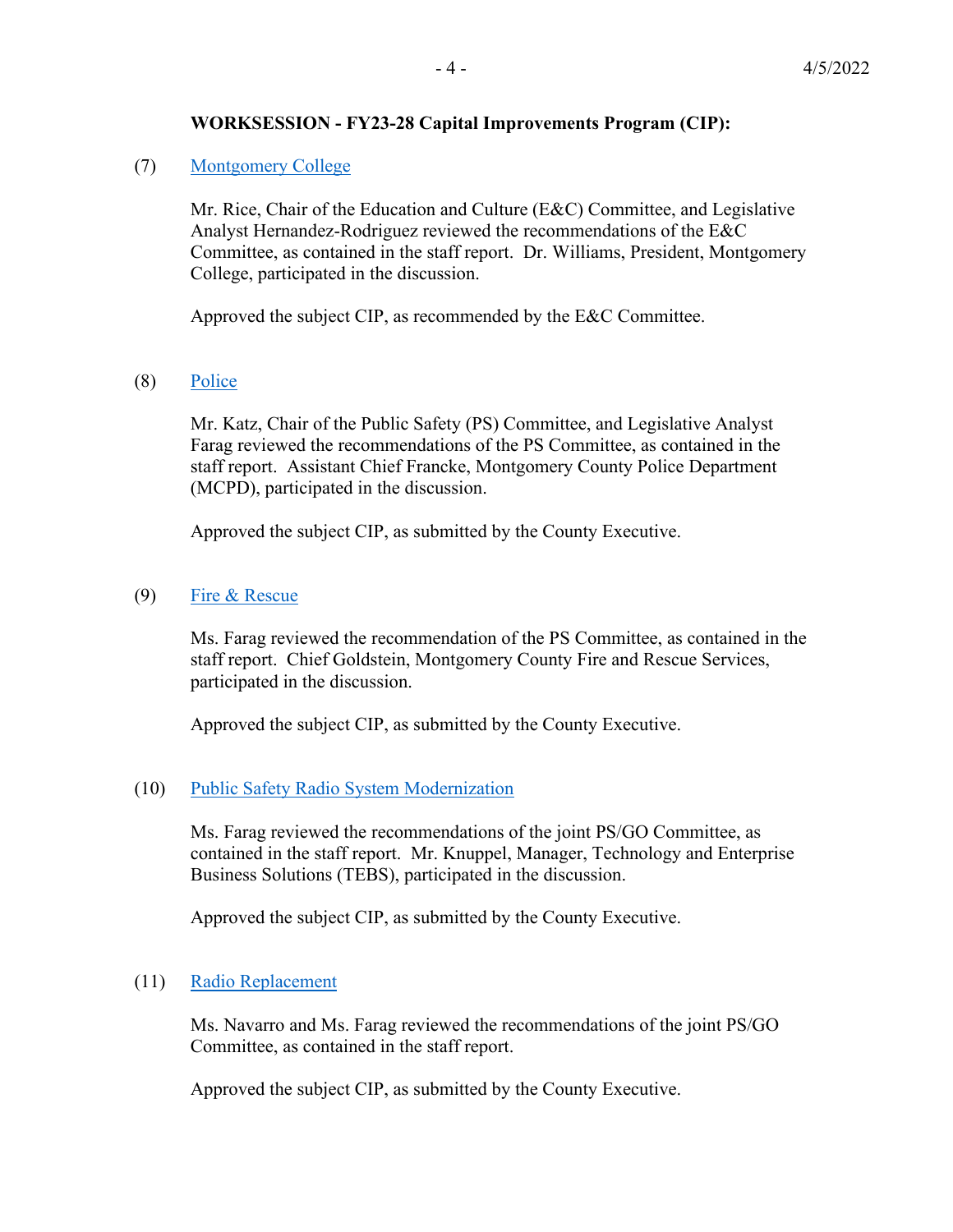**WORKSESSION - FY23-28 Capital Improvements Program (CIP):**

(7) Montgomery College

Mr. Rice, Chair of the Education and Culture (E&C) Committee, and Legislative Analyst Hernandez-Rodriguez reviewed the recommendations of the E&C Committee, as contained in the staff report. Dr. Williams, President, Montgomery College, participated in the discussion.

Approved the subject CIP, as recommended by the E&C Committee.

(8) Police

Mr. Katz, Chair of the Public Safety (PS) Committee, and Legislative Analyst Farag reviewed the recommendations of the PS Committee, as contained in the staff report. Assistant Chief Francke, Montgomery County Police Department (MCPD), participated in the discussion.

Approved the subject CIP, as submitted by the County Executive.

(9) Fire & Rescue

Ms. Farag reviewed the recommendation of the PS Committee, as contained in the staff report. Chief Goldstein, Montgomery County Fire and Rescue Services, participated in the discussion.

Approved the subject CIP, as submitted by the County Executive.

(10) Public Safety Radio System Modernization

Ms. Farag reviewed the recommendations of the joint PS/GO Committee, as contained in the staff report. Mr. Knuppel, Manager, Technology and Enterprise Business Solutions (TEBS), participated in the discussion.

Approved the subject CIP, as submitted by the County Executive.

(11) Radio Replacement

Ms. Navarro and Ms. Farag reviewed the recommendations of the joint PS/GO Committee, as contained in the staff report.

Approved the subject CIP, as submitted by the County Executive.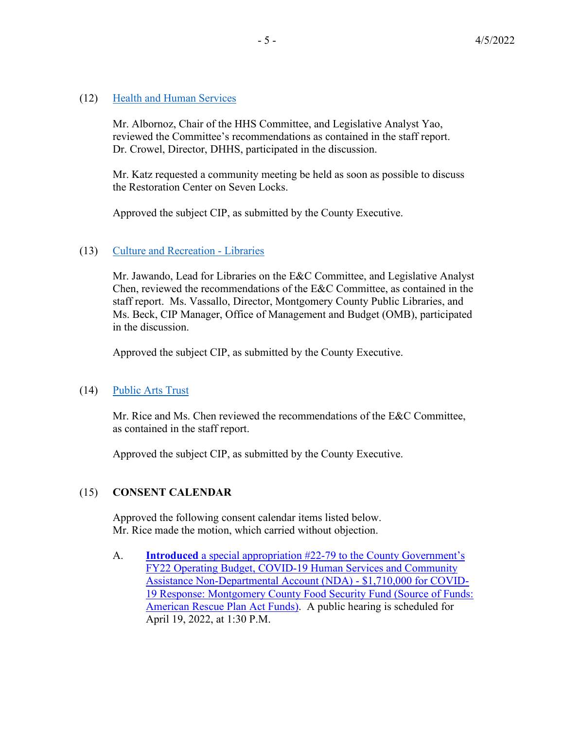(12) Health and Human Services

Mr. Albornoz, Chair of the HHS Committee, and Legislative Analyst Yao, reviewed the Committee's recommendations as contained in the staff report. Dr. Crowel, Director, DHHS, participated in the discussion.

Mr. Katz requested a community meeting be held as soon as possible to discuss the Restoration Center on Seven Locks.

Approved the subject CIP, as submitted by the County Executive.

(13) Culture and Recreation - Libraries

Mr. Jawando, Lead for Libraries on the E&C Committee, and Legislative Analyst Chen, reviewed the recommendations of the E&C Committee, as contained in the staff report. Ms. Vassallo, Director, Montgomery County Public Libraries, and Ms. Beck, CIP Manager, Office of Management and Budget (OMB), participated in the discussion.

Approved the subject CIP, as submitted by the County Executive.

(14) Public Arts Trust

Mr. Rice and Ms. Chen reviewed the recommendations of the E&C Committee, as contained in the staff report.

Approved the subject CIP, as submitted by the County Executive.

(15) **CONSENT CALENDAR**

Approved the following consent calendar items listed below. Mr. Rice made the motion, which carried without objection.

A. **Introduced** a special appropriation #22-79 to the County Government's FY22 Operating Budget, COVID-19 Human Services and Community Assistance Non-Departmental Account (NDA) - $1,710,000 for COVID-19 Response: Montgomery County Food Security Fund (Source of Funds: American Rescue Plan Act Funds). A public hearing is scheduled for April 19, 2022, at 1:30 P.M.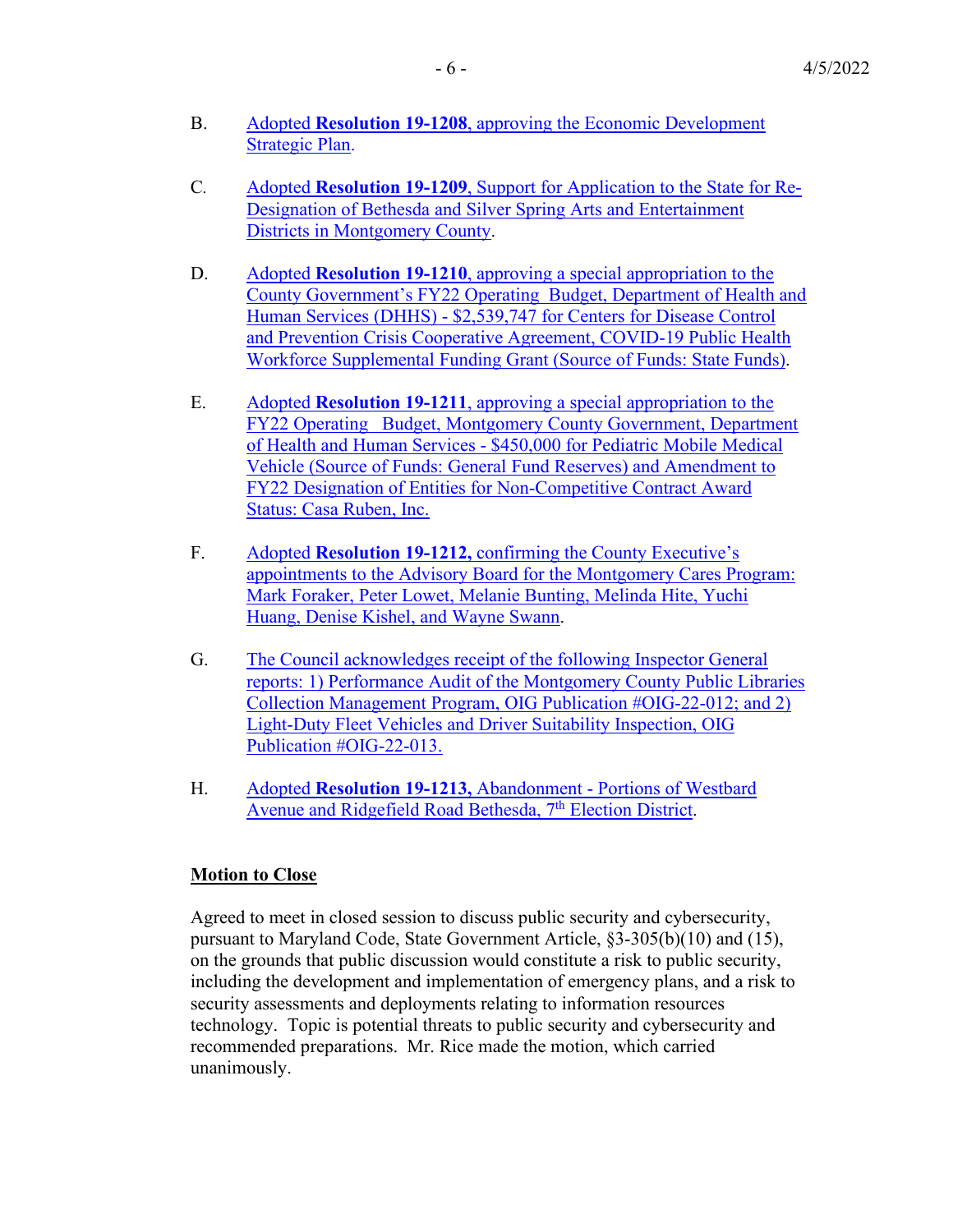B. Adopted **Resolution 19-1208**, approving the Economic Development Strategic Plan.

C. Adopted **Resolution 19-1209**, Support for Application to the State for Re-Designation of Bethesda and Silver Spring Arts and Entertainment Districts in Montgomery County.

D. Adopted **Resolution 19-1210**, approving a special appropriation to the County Government's FY22 Operating Budget, Department of Health and Human Services (DHHS) - $2,539,747 for Centers for Disease Control and Prevention Crisis Cooperative Agreement, COVID-19 Public Health Workforce Supplemental Funding Grant (Source of Funds: State Funds).

E. Adopted **Resolution 19-1211**, approving a special appropriation to the FY22 Operating Budget, Montgomery County Government, Department of Health and Human Services - $450,000 for Pediatric Mobile Medical Vehicle (Source of Funds: General Fund Reserves) and Amendment to FY22 Designation of Entities for Non-Competitive Contract Award Status: Casa Ruben, Inc.

F. Adopted **Resolution 19-1212,** confirming the County Executive's appointments to the Advisory Board for the Montgomery Cares Program: Mark Foraker, Peter Lowet, Melanie Bunting, Melinda Hite, Yuchi Huang, Denise Kishel, and Wayne Swann.

G. The Council acknowledges receipt of the following Inspector General reports: 1) Performance Audit of the Montgomery County Public Libraries Collection Management Program, OIG Publication #OIG-22-012; and 2) Light-Duty Fleet Vehicles and Driver Suitability Inspection, OIG Publication #OIG-22-013.

H. Adopted **Resolution 19-1213,** Abandonment - Portions of Westbard Avenue and Ridgefield Road Bethesda, 7th Election District.

**Motion to Close**

Agreed to meet in closed session to discuss public security and cybersecurity, pursuant to Maryland Code, State Government Article, §3-305(b)(10) and (15), on the grounds that public discussion would constitute a risk to public security, including the development and implementation of emergency plans, and a risk to security assessments and deployments relating to information resources technology. Topic is potential threats to public security and cybersecurity and recommended preparations. Mr. Rice made the motion, which carried unanimously.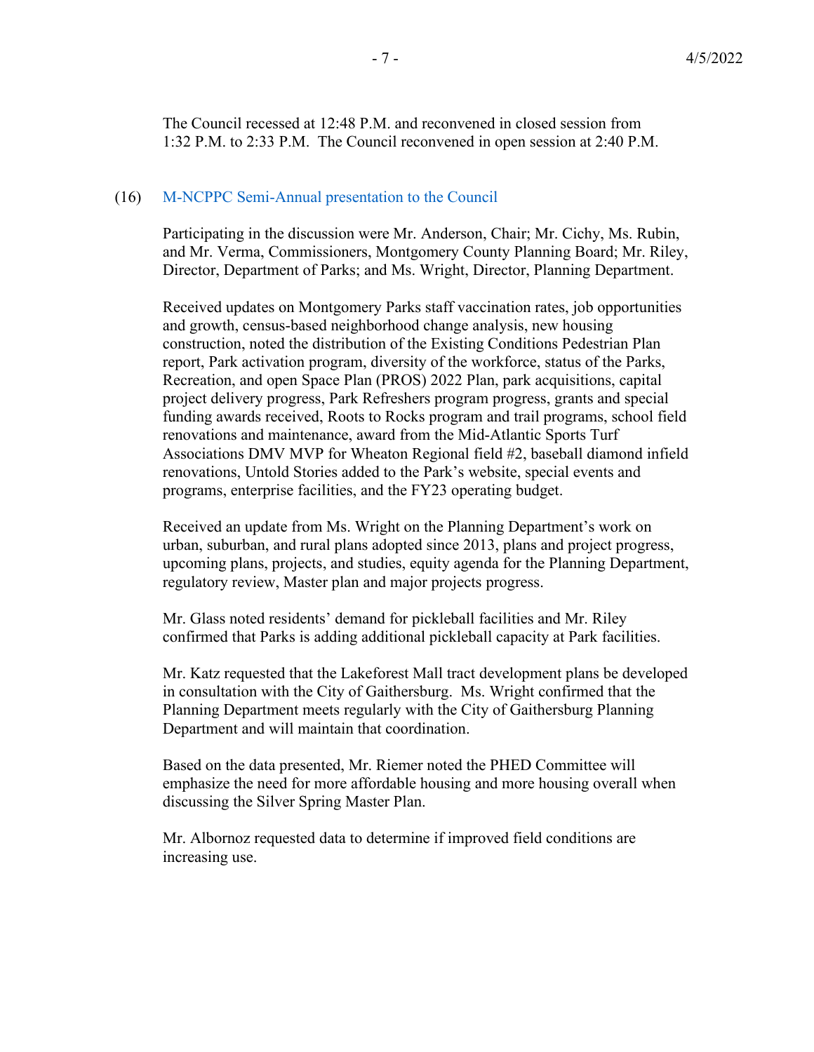The Council recessed at 12:48 P.M. and reconvened in closed session from 1:32 P.M. to 2:33 P.M. The Council reconvened in open session at 2:40 P.M.

(16) M-NCPPC Semi-Annual presentation to the Council

Participating in the discussion were Mr. Anderson, Chair; Mr. Cichy, Ms. Rubin, and Mr. Verma, Commissioners, Montgomery County Planning Board; Mr. Riley, Director, Department of Parks; and Ms. Wright, Director, Planning Department.

Received updates on Montgomery Parks staff vaccination rates, job opportunities and growth, census-based neighborhood change analysis, new housing construction, noted the distribution of the Existing Conditions Pedestrian Plan report, Park activation program, diversity of the workforce, status of the Parks, Recreation, and open Space Plan (PROS) 2022 Plan, park acquisitions, capital project delivery progress, Park Refreshers program progress, grants and special funding awards received, Roots to Rocks program and trail programs, school field renovations and maintenance, award from the Mid-Atlantic Sports Turf Associations DMV MVP for Wheaton Regional field #2, baseball diamond infield renovations, Untold Stories added to the Park's website, special events and programs, enterprise facilities, and the FY23 operating budget.

Received an update from Ms. Wright on the Planning Department's work on urban, suburban, and rural plans adopted since 2013, plans and project progress, upcoming plans, projects, and studies, equity agenda for the Planning Department, regulatory review, Master plan and major projects progress.

Mr. Glass noted residents' demand for pickleball facilities and Mr. Riley confirmed that Parks is adding additional pickleball capacity at Park facilities.

Mr. Katz requested that the Lakeforest Mall tract development plans be developed in consultation with the City of Gaithersburg. Ms. Wright confirmed that the Planning Department meets regularly with the City of Gaithersburg Planning Department and will maintain that coordination.

Based on the data presented, Mr. Riemer noted the PHED Committee will emphasize the need for more affordable housing and more housing overall when discussing the Silver Spring Master Plan.

Mr. Albornoz requested data to determine if improved field conditions are increasing use.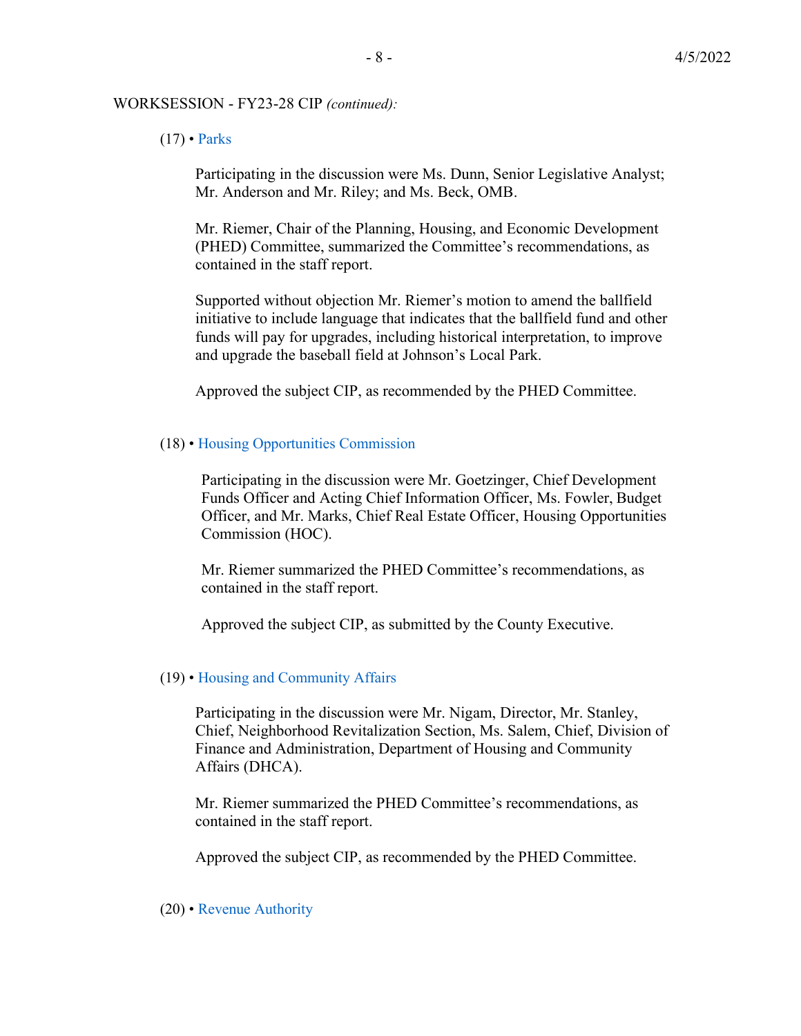WORKSESSION - FY23-28 CIP *(continued):*

(17) • Parks

Participating in the discussion were Ms. Dunn, Senior Legislative Analyst; Mr. Anderson and Mr. Riley; and Ms. Beck, OMB.

Mr. Riemer, Chair of the Planning, Housing, and Economic Development (PHED) Committee, summarized the Committee's recommendations, as contained in the staff report.

Supported without objection Mr. Riemer's motion to amend the ballfield initiative to include language that indicates that the ballfield fund and other funds will pay for upgrades, including historical interpretation, to improve and upgrade the baseball field at Johnson's Local Park.

Approved the subject CIP, as recommended by the PHED Committee.

(18) • Housing Opportunities Commission

Participating in the discussion were Mr. Goetzinger, Chief Development Funds Officer and Acting Chief Information Officer, Ms. Fowler, Budget Officer, and Mr. Marks, Chief Real Estate Officer, Housing Opportunities Commission (HOC).

Mr. Riemer summarized the PHED Committee's recommendations, as contained in the staff report.

Approved the subject CIP, as submitted by the County Executive.

(19) • Housing and Community Affairs

Participating in the discussion were Mr. Nigam, Director, Mr. Stanley, Chief, Neighborhood Revitalization Section, Ms. Salem, Chief, Division of Finance and Administration, Department of Housing and Community Affairs (DHCA).

Mr. Riemer summarized the PHED Committee's recommendations, as contained in the staff report.

Approved the subject CIP, as recommended by the PHED Committee.

(20) • Revenue Authority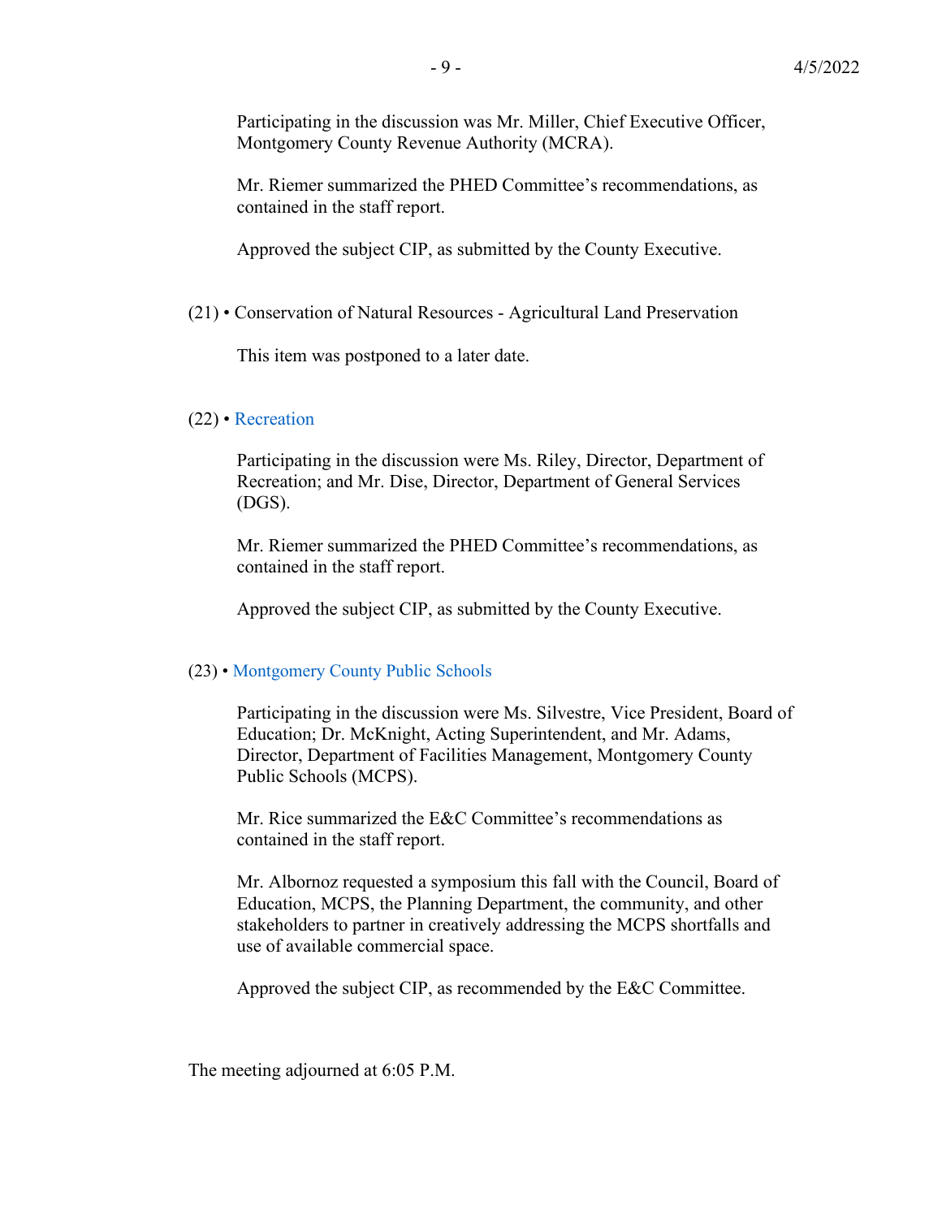Participating in the discussion was Mr. Miller, Chief Executive Officer, Montgomery County Revenue Authority (MCRA).

Mr. Riemer summarized the PHED Committee's recommendations, as contained in the staff report.

Approved the subject CIP, as submitted by the County Executive.

(21) • Conservation of Natural Resources - Agricultural Land Preservation

This item was postponed to a later date.

(22) • Recreation

Participating in the discussion were Ms. Riley, Director, Department of Recreation; and Mr. Dise, Director, Department of General Services (DGS).

Mr. Riemer summarized the PHED Committee's recommendations, as contained in the staff report.

Approved the subject CIP, as submitted by the County Executive.

(23) • Montgomery County Public Schools

Participating in the discussion were Ms. Silvestre, Vice President, Board of Education; Dr. McKnight, Acting Superintendent, and Mr. Adams, Director, Department of Facilities Management, Montgomery County Public Schools (MCPS).

Mr. Rice summarized the E&C Committee's recommendations as contained in the staff report.

Mr. Albornoz requested a symposium this fall with the Council, Board of Education, MCPS, the Planning Department, the community, and other stakeholders to partner in creatively addressing the MCPS shortfalls and use of available commercial space.

Approved the subject CIP, as recommended by the E&C Committee.

The meeting adjourned at 6:05 P.M.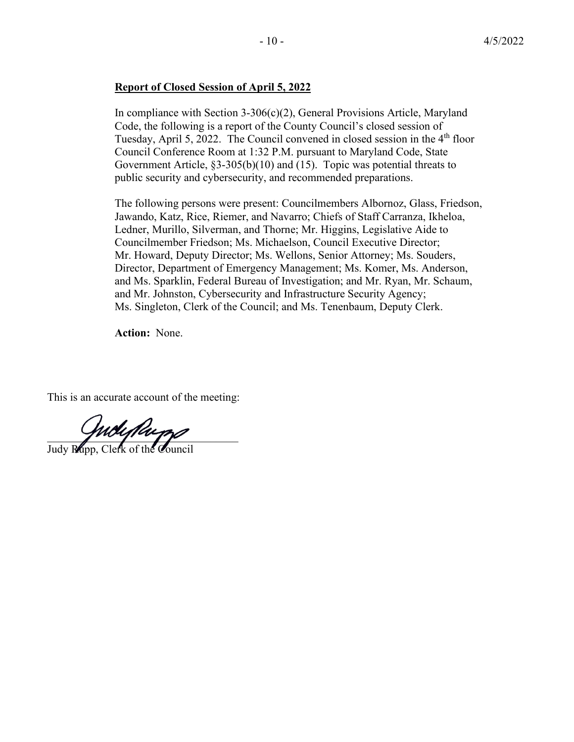**Report of Closed Session of April 5, 2022**

In compliance with Section 3-306(c)(2), General Provisions Article, Maryland Code, the following is a report of the County Council's closed session of Tuesday, April 5, 2022. The Council convened in closed session in the 4th floor Council Conference Room at 1:32 P.M. pursuant to Maryland Code, State Government Article, §3-305(b)(10) and (15). Topic was potential threats to public security and cybersecurity, and recommended preparations.

The following persons were present: Councilmembers Albornoz, Glass, Friedson, Jawando, Katz, Rice, Riemer, and Navarro; Chiefs of Staff Carranza, Ikheloa, Ledner, Murillo, Silverman, and Thorne; Mr. Higgins, Legislative Aide to Councilmember Friedson; Ms. Michaelson, Council Executive Director; Mr. Howard, Deputy Director; Ms. Wellons, Senior Attorney; Ms. Souders, Director, Department of Emergency Management; Ms. Komer, Ms. Anderson, and Ms. Sparklin, Federal Bureau of Investigation; and Mr. Ryan, Mr. Schaum, and Mr. Johnston, Cybersecurity and Infrastructure Security Agency; Ms. Singleton, Clerk of the Council; and Ms. Tenenbaum, Deputy Clerk.

**Action:** None.

This is an accurate account of the meeting:

Judy Rupp, Clerk of the Council